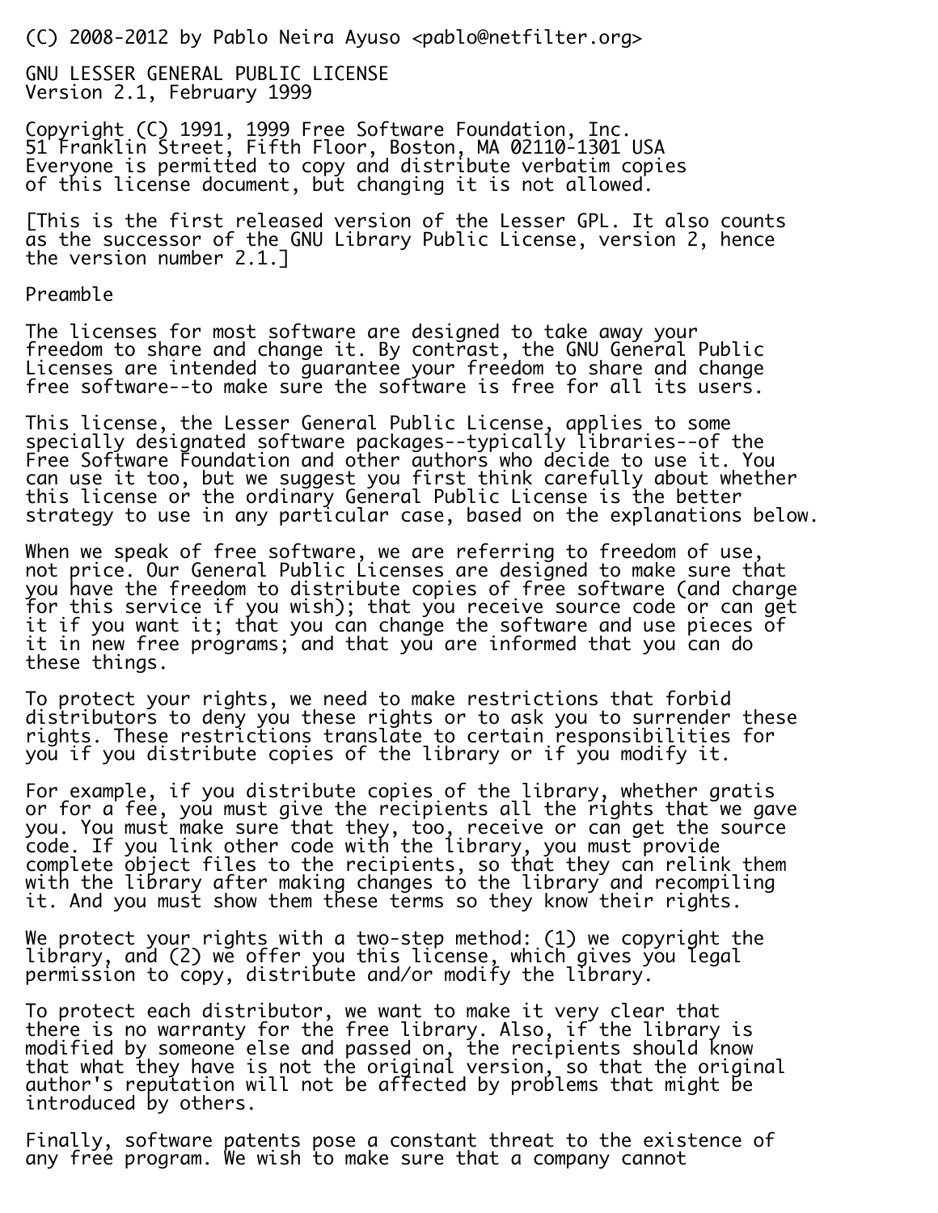(C) 2008-2012 by Pablo Neira Ayuso <pablo@netfilter.org>

GNU LESSER GENERAL PUBLIC LICENSE
Version 2.1, February 1999

Copyright (C) 1991, 1999 Free Software Foundation, Inc.
51 Franklin Street, Fifth Floor, Boston, MA 02110-1301 USA
Everyone is permitted to copy and distribute verbatim copies
of this license document, but changing it is not allowed.

[This is the first released version of the Lesser GPL. It also counts as the successor of the GNU Library Public License, version 2, hence the version number 2.1.]

Preamble

The licenses for most software are designed to take away your freedom to share and change it. By contrast, the GNU General Public Licenses are intended to guarantee your freedom to share and change free software--to make sure the software is free for all its users.

This license, the Lesser General Public License, applies to some specially designated software packages--typically libraries--of the Free Software Foundation and other authors who decide to use it. You can use it too, but we suggest you first think carefully about whether this license or the ordinary General Public License is the better strategy to use in any particular case, based on the explanations below.

When we speak of free software, we are referring to freedom of use, not price. Our General Public Licenses are designed to make sure that you have the freedom to distribute copies of free software (and charge for this service if you wish); that you receive source code or can get it if you want it; that you can change the software and use pieces of it in new free programs; and that you are informed that you can do these things.

To protect your rights, we need to make restrictions that forbid distributors to deny you these rights or to ask you to surrender these rights. These restrictions translate to certain responsibilities for you if you distribute copies of the library or if you modify it.

For example, if you distribute copies of the library, whether gratis or for a fee, you must give the recipients all the rights that we gave you. You must make sure that they, too, receive or can get the source code. If you link other code with the library, you must provide complete object files to the recipients, so that they can relink them with the library after making changes to the library and recompiling it. And you must show them these terms so they know their rights.

We protect your rights with a two-step method: (1) we copyright the library, and (2) we offer you this license, which gives you legal permission to copy, distribute and/or modify the library.

To protect each distributor, we want to make it very clear that there is no warranty for the free library. Also, if the library is modified by someone else and passed on, the recipients should know that what they have is not the original version, so that the original author's reputation will not be affected by problems that might be introduced by others.

Finally, software patents pose a constant threat to the existence of any free program. We wish to make sure that a company cannot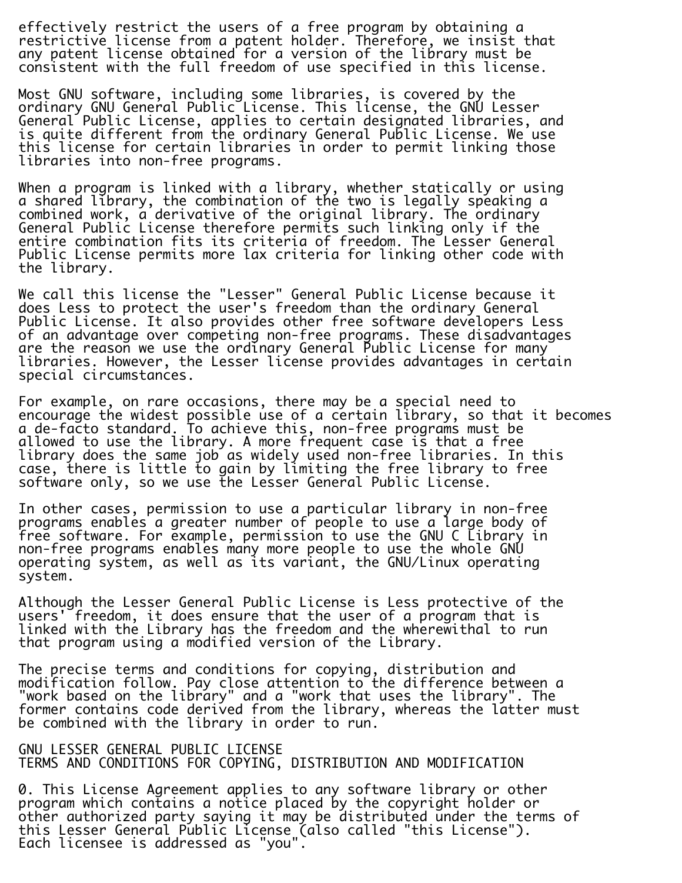effectively restrict the users of a free program by obtaining a restrictive license from a patent holder. Therefore, we insist that any patent license obtained for a version of the library must be consistent with the full freedom of use specified in this license.

Most GNU software, including some libraries, is covered by the ordinary GNU General Public License. This license, the GNU Lesser General Public License, applies to certain designated libraries, and is quite different from the ordinary General Public License. We use this license for certain libraries in order to permit linking those libraries into non-free programs.

When a program is linked with a library, whether statically or using a shared library, the combination of the two is legally speaking a combined work, a derivative of the original library. The ordinary General Public License therefore permits such linking only if the entire combination fits its criteria of freedom. The Lesser General Public License permits more lax criteria for linking other code with the library.

We call this license the "Lesser" General Public License because it does Less to protect the user's freedom than the ordinary General Public License. It also provides other free software developers Less of an advantage over competing non-free programs. These disadvantages are the reason we use the ordinary General Public License for many libraries. However, the Lesser license provides advantages in certain special circumstances.

For example, on rare occasions, there may be a special need to encourage the widest possible use of a certain library, so that it becomes a de-facto standard. To achieve this, non-free programs must be allowed to use the library. A more frequent case is that a free library does the same job as widely used non-free libraries. In this case, there is little to gain by limiting the free library to free software only, so we use the Lesser General Public License.

In other cases, permission to use a particular library in non-free programs enables a greater number of people to use a large body of free software. For example, permission to use the GNU C Library in non-free programs enables many more people to use the whole GNU operating system, as well as its variant, the GNU/Linux operating system.

Although the Lesser General Public License is Less protective of the users' freedom, it does ensure that the user of a program that is linked with the Library has the freedom and the wherewithal to run that program using a modified version of the Library.

The precise terms and conditions for copying, distribution and modification follow. Pay close attention to the difference between a "work based on the library" and a "work that uses the library". The former contains code derived from the library, whereas the latter must be combined with the library in order to run.

GNU LESSER GENERAL PUBLIC LICENSE
TERMS AND CONDITIONS FOR COPYING, DISTRIBUTION AND MODIFICATION

0. This License Agreement applies to any software library or other program which contains a notice placed by the copyright holder or other authorized party saying it may be distributed under the terms of this Lesser General Public License (also called "this License"). Each licensee is addressed as "you".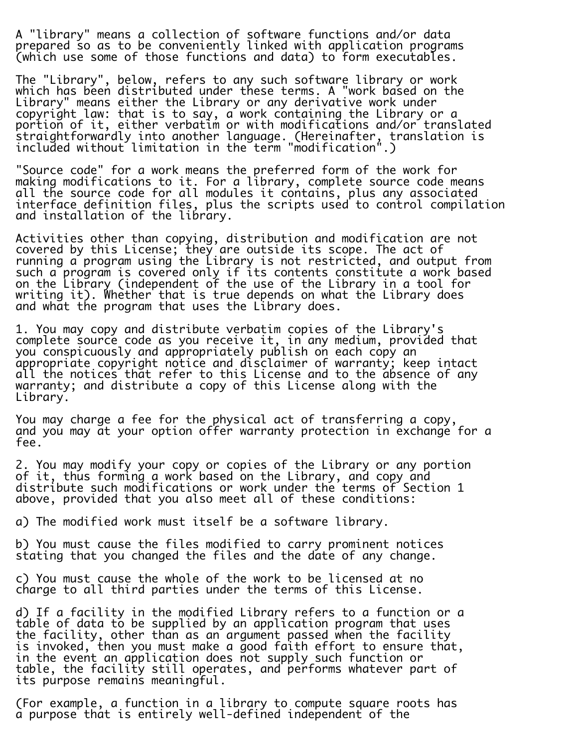A "library" means a collection of software functions and/or data prepared so as to be conveniently linked with application programs (which use some of those functions and data) to form executables.

The "Library", below, refers to any such software library or work which has been distributed under these terms. A "work based on the Library" means either the Library or any derivative work under copyright law: that is to say, a work containing the Library or a portion of it, either verbatim or with modifications and/or translated straightforwardly into another language. (Hereinafter, translation is included without limitation in the term "modification".)

"Source code" for a work means the preferred form of the work for making modifications to it. For a library, complete source code means all the source code for all modules it contains, plus any associated interface definition files, plus the scripts used to control compilation and installation of the library.

Activities other than copying, distribution and modification are not covered by this License; they are outside its scope. The act of running a program using the Library is not restricted, and output from such a program is covered only if its contents constitute a work based on the Library (independent of the use of the Library in a tool for writing it). Whether that is true depends on what the Library does and what the program that uses the Library does.

1. You may copy and distribute verbatim copies of the Library's complete source code as you receive it, in any medium, provided that you conspicuously and appropriately publish on each copy an appropriate copyright notice and disclaimer of warranty; keep intact all the notices that refer to this License and to the absence of any warranty; and distribute a copy of this License along with the Library.

You may charge a fee for the physical act of transferring a copy, and you may at your option offer warranty protection in exchange for a fee.

2. You may modify your copy or copies of the Library or any portion of it, thus forming a work based on the Library, and copy and distribute such modifications or work under the terms of Section 1 above, provided that you also meet all of these conditions:

a) The modified work must itself be a software library.

b) You must cause the files modified to carry prominent notices stating that you changed the files and the date of any change.

c) You must cause the whole of the work to be licensed at no charge to all third parties under the terms of this License.

d) If a facility in the modified Library refers to a function or a table of data to be supplied by an application program that uses the facility, other than as an argument passed when the facility is invoked, then you must make a good faith effort to ensure that, in the event an application does not supply such function or table, the facility still operates, and performs whatever part of its purpose remains meaningful.

(For example, a function in a library to compute square roots has a purpose that is entirely well-defined independent of the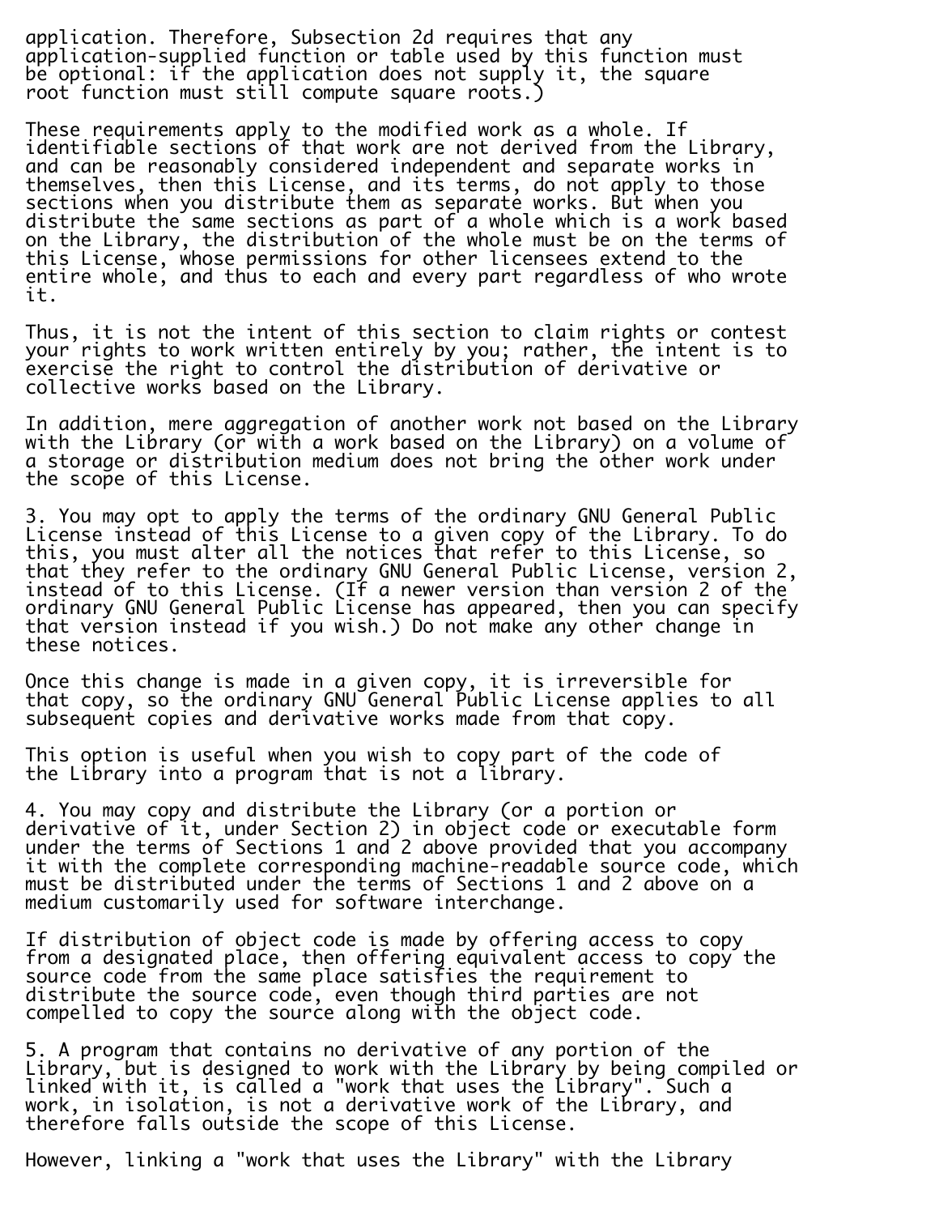application. Therefore, Subsection 2d requires that any application-supplied function or table used by this function must be optional: if the application does not supply it, the square root function must still compute square roots.)

These requirements apply to the modified work as a whole. If identifiable sections of that work are not derived from the Library, and can be reasonably considered independent and separate works in themselves, then this License, and its terms, do not apply to those sections when you distribute them as separate works. But when you distribute the same sections as part of a whole which is a work based on the Library, the distribution of the whole must be on the terms of this License, whose permissions for other licensees extend to the entire whole, and thus to each and every part regardless of who wrote it.

Thus, it is not the intent of this section to claim rights or contest your rights to work written entirely by you; rather, the intent is to exercise the right to control the distribution of derivative or collective works based on the Library.

In addition, mere aggregation of another work not based on the Library with the Library (or with a work based on the Library) on a volume of a storage or distribution medium does not bring the other work under the scope of this License.

3. You may opt to apply the terms of the ordinary GNU General Public License instead of this License to a given copy of the Library. To do this, you must alter all the notices that refer to this License, so that they refer to the ordinary GNU General Public License, version 2, instead of to this License. (If a newer version than version 2 of the ordinary GNU General Public License has appeared, then you can specify that version instead if you wish.) Do not make any other change in these notices.

Once this change is made in a given copy, it is irreversible for that copy, so the ordinary GNU General Public License applies to all subsequent copies and derivative works made from that copy.

This option is useful when you wish to copy part of the code of the Library into a program that is not a library.

4. You may copy and distribute the Library (or a portion or derivative of it, under Section 2) in object code or executable form under the terms of Sections 1 and 2 above provided that you accompany it with the complete corresponding machine-readable source code, which must be distributed under the terms of Sections 1 and 2 above on a medium customarily used for software interchange.

If distribution of object code is made by offering access to copy from a designated place, then offering equivalent access to copy the source code from the same place satisfies the requirement to distribute the source code, even though third parties are not compelled to copy the source along with the object code.

5. A program that contains no derivative of any portion of the Library, but is designed to work with the Library by being compiled or linked with it, is called a "work that uses the Library". Such a work, in isolation, is not a derivative work of the Library, and therefore falls outside the scope of this License.

However, linking a "work that uses the Library" with the Library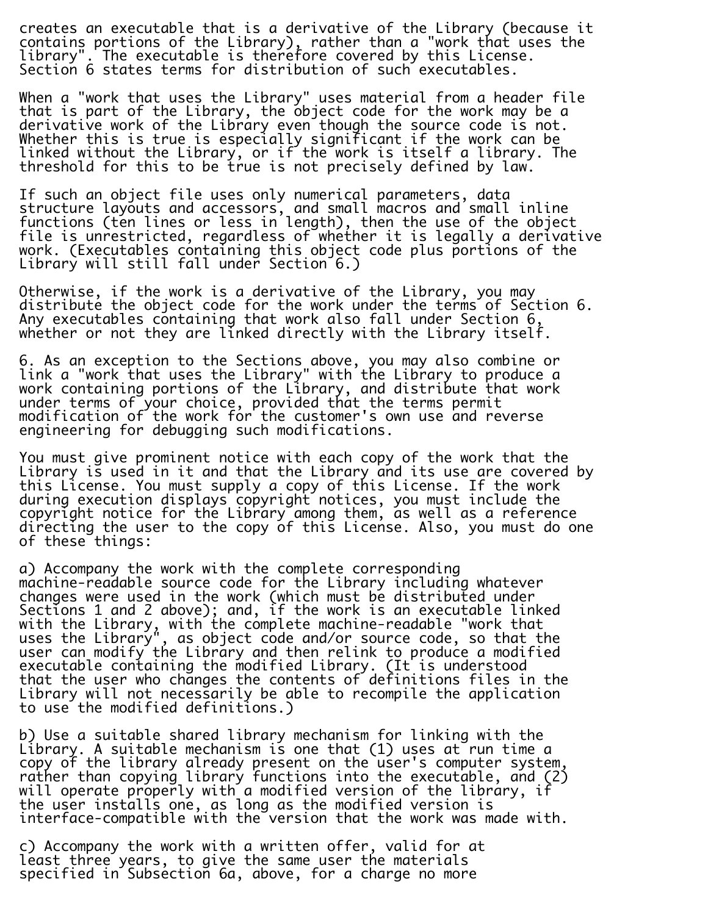creates an executable that is a derivative of the Library (because it contains portions of the Library), rather than a "work that uses the library". The executable is therefore covered by this License. Section 6 states terms for distribution of such executables.

When a "work that uses the Library" uses material from a header file that is part of the Library, the object code for the work may be a derivative work of the Library even though the source code is not. Whether this is true is especially significant if the work can be linked without the Library, or if the work is itself a library. The threshold for this to be true is not precisely defined by law.

If such an object file uses only numerical parameters, data structure layouts and accessors, and small macros and small inline functions (ten lines or less in length), then the use of the object file is unrestricted, regardless of whether it is legally a derivative work. (Executables containing this object code plus portions of the Library will still fall under Section 6.)

Otherwise, if the work is a derivative of the Library, you may distribute the object code for the work under the terms of Section 6. Any executables containing that work also fall under Section 6, whether or not they are linked directly with the Library itself.

6. As an exception to the Sections above, you may also combine or link a "work that uses the Library" with the Library to produce a work containing portions of the Library, and distribute that work under terms of your choice, provided that the terms permit modification of the work for the customer's own use and reverse engineering for debugging such modifications.

You must give prominent notice with each copy of the work that the Library is used in it and that the Library and its use are covered by this License. You must supply a copy of this License. If the work during execution displays copyright notices, you must include the copyright notice for the Library among them, as well as a reference directing the user to the copy of this License. Also, you must do one of these things:

a) Accompany the work with the complete corresponding machine-readable source code for the Library including whatever changes were used in the work (which must be distributed under Sections 1 and 2 above); and, if the work is an executable linked with the Library, with the complete machine-readable "work that uses the Library", as object code and/or source code, so that the user can modify the Library and then relink to produce a modified executable containing the modified Library. (It is understood that the user who changes the contents of definitions files in the Library will not necessarily be able to recompile the application to use the modified definitions.)

b) Use a suitable shared library mechanism for linking with the Library. A suitable mechanism is one that (1) uses at run time a copy of the library already present on the user's computer system, rather than copying library functions into the executable, and (2) will operate properly with a modified version of the library, if the user installs one, as long as the modified version is interface-compatible with the version that the work was made with.

c) Accompany the work with a written offer, valid for at least three years, to give the same user the materials specified in Subsection 6a, above, for a charge no more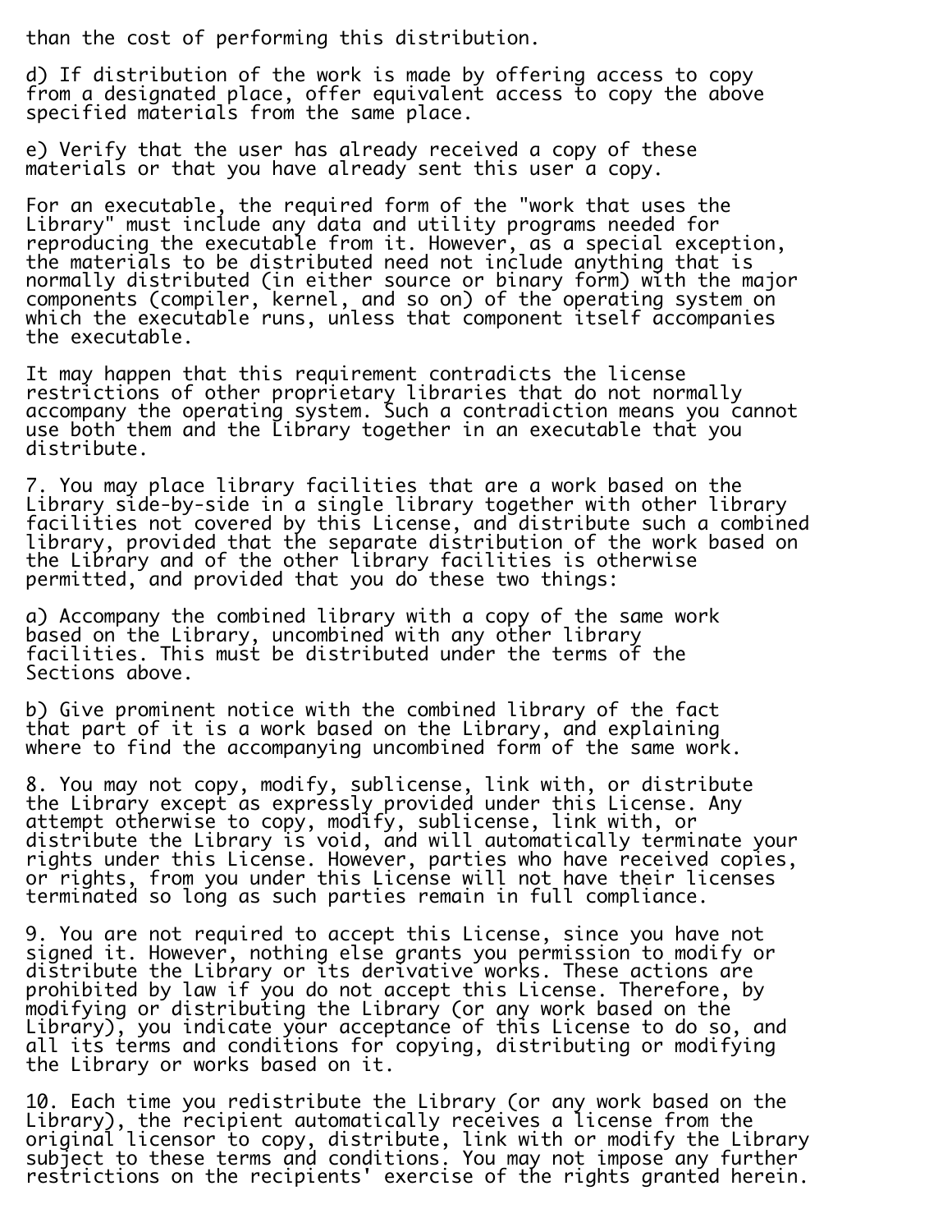than the cost of performing this distribution.

d) If distribution of the work is made by offering access to copy from a designated place, offer equivalent access to copy the above specified materials from the same place.

e) Verify that the user has already received a copy of these materials or that you have already sent this user a copy.

For an executable, the required form of the "work that uses the Library" must include any data and utility programs needed for reproducing the executable from it. However, as a special exception, the materials to be distributed need not include anything that is normally distributed (in either source or binary form) with the major components (compiler, kernel, and so on) of the operating system on which the executable runs, unless that component itself accompanies the executable.

It may happen that this requirement contradicts the license restrictions of other proprietary libraries that do not normally accompany the operating system. Such a contradiction means you cannot use both them and the Library together in an executable that you distribute.

7. You may place library facilities that are a work based on the Library side-by-side in a single library together with other library facilities not covered by this License, and distribute such a combined library, provided that the separate distribution of the work based on the Library and of the other library facilities is otherwise permitted, and provided that you do these two things:

a) Accompany the combined library with a copy of the same work based on the Library, uncombined with any other library facilities. This must be distributed under the terms of the Sections above.

b) Give prominent notice with the combined library of the fact that part of it is a work based on the Library, and explaining where to find the accompanying uncombined form of the same work.

8. You may not copy, modify, sublicense, link with, or distribute the Library except as expressly provided under this License. Any attempt otherwise to copy, modify, sublicense, link with, or distribute the Library is void, and will automatically terminate your rights under this License. However, parties who have received copies, or rights, from you under this License will not have their licenses terminated so long as such parties remain in full compliance.

9. You are not required to accept this License, since you have not signed it. However, nothing else grants you permission to modify or distribute the Library or its derivative works. These actions are prohibited by law if you do not accept this License. Therefore, by modifying or distributing the Library (or any work based on the Library), you indicate your acceptance of this License to do so, and all its terms and conditions for copying, distributing or modifying the Library or works based on it.

10. Each time you redistribute the Library (or any work based on the Library), the recipient automatically receives a license from the original licensor to copy, distribute, link with or modify the Library subject to these terms and conditions. You may not impose any further restrictions on the recipients' exercise of the rights granted herein.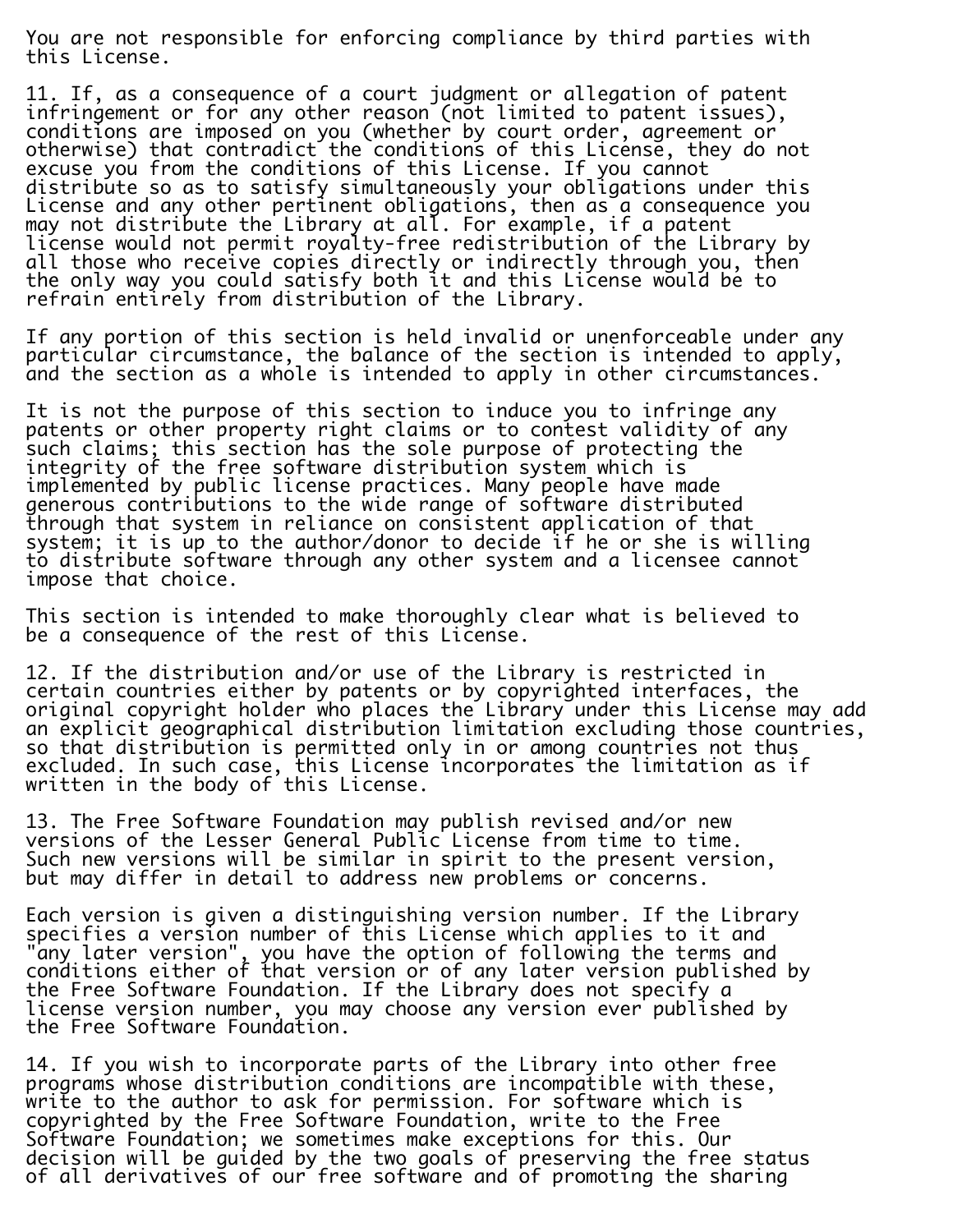You are not responsible for enforcing compliance by third parties with this License.

11. If, as a consequence of a court judgment or allegation of patent infringement or for any other reason (not limited to patent issues), conditions are imposed on you (whether by court order, agreement or otherwise) that contradict the conditions of this License, they do not excuse you from the conditions of this License. If you cannot distribute so as to satisfy simultaneously your obligations under this License and any other pertinent obligations, then as a consequence you may not distribute the Library at all. For example, if a patent license would not permit royalty-free redistribution of the Library by all those who receive copies directly or indirectly through you, then the only way you could satisfy both it and this License would be to refrain entirely from distribution of the Library.

If any portion of this section is held invalid or unenforceable under any particular circumstance, the balance of the section is intended to apply, and the section as a whole is intended to apply in other circumstances.

It is not the purpose of this section to induce you to infringe any patents or other property right claims or to contest validity of any such claims; this section has the sole purpose of protecting the integrity of the free software distribution system which is implemented by public license practices. Many people have made generous contributions to the wide range of software distributed through that system in reliance on consistent application of that system; it is up to the author/donor to decide if he or she is willing to distribute software through any other system and a licensee cannot impose that choice.

This section is intended to make thoroughly clear what is believed to be a consequence of the rest of this License.

12. If the distribution and/or use of the Library is restricted in certain countries either by patents or by copyrighted interfaces, the original copyright holder who places the Library under this License may add an explicit geographical distribution limitation excluding those countries, so that distribution is permitted only in or among countries not thus excluded. In such case, this License incorporates the limitation as if written in the body of this License.

13. The Free Software Foundation may publish revised and/or new versions of the Lesser General Public License from time to time. Such new versions will be similar in spirit to the present version, but may differ in detail to address new problems or concerns.

Each version is given a distinguishing version number. If the Library specifies a version number of this License which applies to it and "any later version", you have the option of following the terms and conditions either of that version or of any later version published by the Free Software Foundation. If the Library does not specify a license version number, you may choose any version ever published by the Free Software Foundation.

14. If you wish to incorporate parts of the Library into other free programs whose distribution conditions are incompatible with these, write to the author to ask for permission. For software which is copyrighted by the Free Software Foundation, write to the Free Software Foundation; we sometimes make exceptions for this. Our decision will be guided by the two goals of preserving the free status of all derivatives of our free software and of promoting the sharing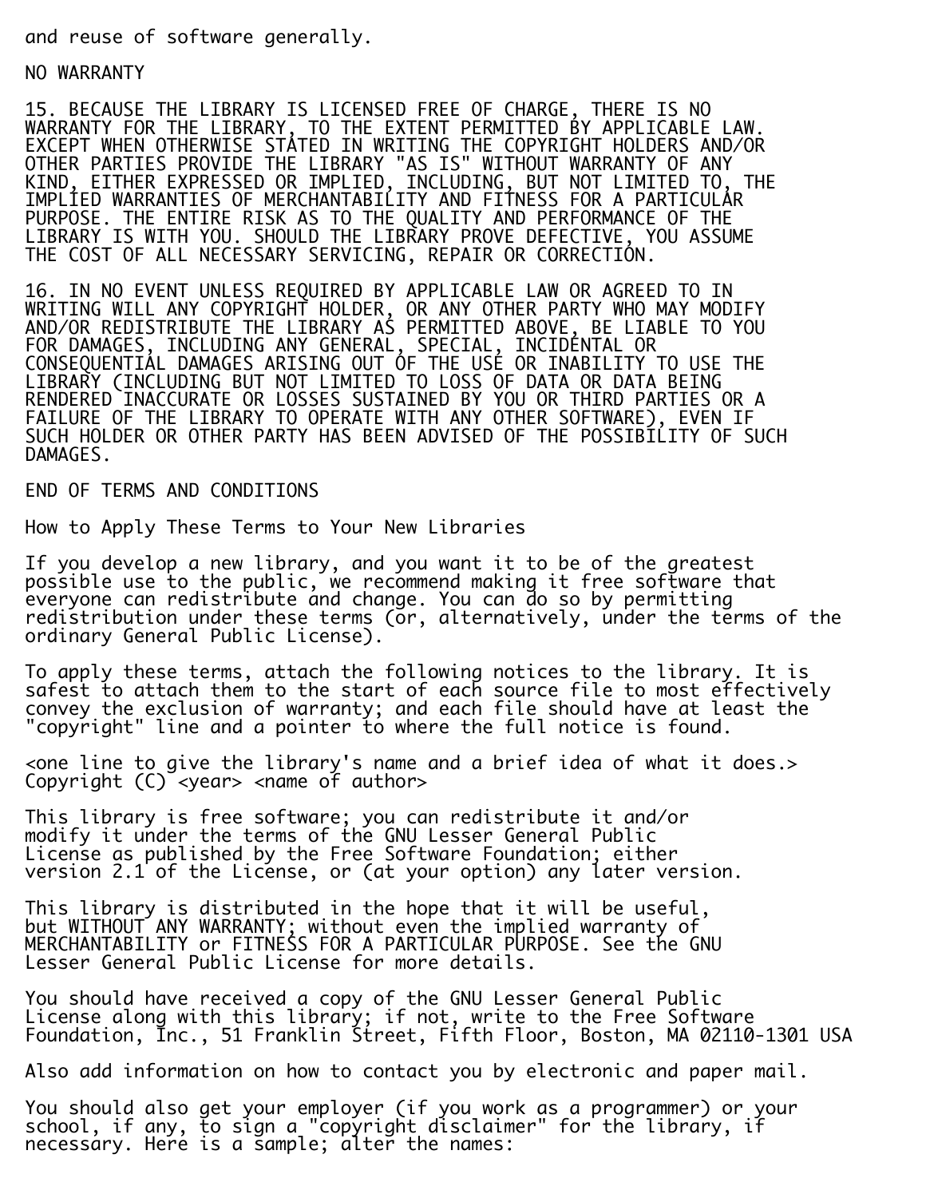and reuse of software generally.

NO WARRANTY

15. BECAUSE THE LIBRARY IS LICENSED FREE OF CHARGE, THERE IS NO WARRANTY FOR THE LIBRARY, TO THE EXTENT PERMITTED BY APPLICABLE LAW. EXCEPT WHEN OTHERWISE STATED IN WRITING THE COPYRIGHT HOLDERS AND/OR OTHER PARTIES PROVIDE THE LIBRARY "AS IS" WITHOUT WARRANTY OF ANY KIND, EITHER EXPRESSED OR IMPLIED, INCLUDING, BUT NOT LIMITED TO, THE IMPLIED WARRANTIES OF MERCHANTABILITY AND FITNESS FOR A PARTICULAR PURPOSE. THE ENTIRE RISK AS TO THE QUALITY AND PERFORMANCE OF THE LIBRARY IS WITH YOU. SHOULD THE LIBRARY PROVE DEFECTIVE, YOU ASSUME THE COST OF ALL NECESSARY SERVICING, REPAIR OR CORRECTION.

16. IN NO EVENT UNLESS REQUIRED BY APPLICABLE LAW OR AGREED TO IN WRITING WILL ANY COPYRIGHT HOLDER, OR ANY OTHER PARTY WHO MAY MODIFY AND/OR REDISTRIBUTE THE LIBRARY AS PERMITTED ABOVE, BE LIABLE TO YOU FOR DAMAGES, INCLUDING ANY GENERAL, SPECIAL, INCIDENTAL OR CONSEQUENTIAL DAMAGES ARISING OUT OF THE USE OR INABILITY TO USE THE LIBRARY (INCLUDING BUT NOT LIMITED TO LOSS OF DATA OR DATA BEING RENDERED INACCURATE OR LOSSES SUSTAINED BY YOU OR THIRD PARTIES OR A FAILURE OF THE LIBRARY TO OPERATE WITH ANY OTHER SOFTWARE), EVEN IF SUCH HOLDER OR OTHER PARTY HAS BEEN ADVISED OF THE POSSIBILITY OF SUCH DAMAGES.

END OF TERMS AND CONDITIONS

How to Apply These Terms to Your New Libraries

If you develop a new library, and you want it to be of the greatest possible use to the public, we recommend making it free software that everyone can redistribute and change. You can do so by permitting redistribution under these terms (or, alternatively, under the terms of the ordinary General Public License).

To apply these terms, attach the following notices to the library. It is safest to attach them to the start of each source file to most effectively convey the exclusion of warranty; and each file should have at least the "copyright" line and a pointer to where the full notice is found.

<one line to give the library's name and a brief idea of what it does.>
Copyright (C) <year> <name of author>

This library is free software; you can redistribute it and/or modify it under the terms of the GNU Lesser General Public License as published by the Free Software Foundation; either version 2.1 of the License, or (at your option) any later version.

This library is distributed in the hope that it will be useful, but WITHOUT ANY WARRANTY; without even the implied warranty of MERCHANTABILITY or FITNESS FOR A PARTICULAR PURPOSE. See the GNU Lesser General Public License for more details.

You should have received a copy of the GNU Lesser General Public License along with this library; if not, write to the Free Software Foundation, Inc., 51 Franklin Street, Fifth Floor, Boston, MA 02110-1301 USA

Also add information on how to contact you by electronic and paper mail.

You should also get your employer (if you work as a programmer) or your school, if any, to sign a "copyright disclaimer" for the library, if necessary. Here is a sample; alter the names: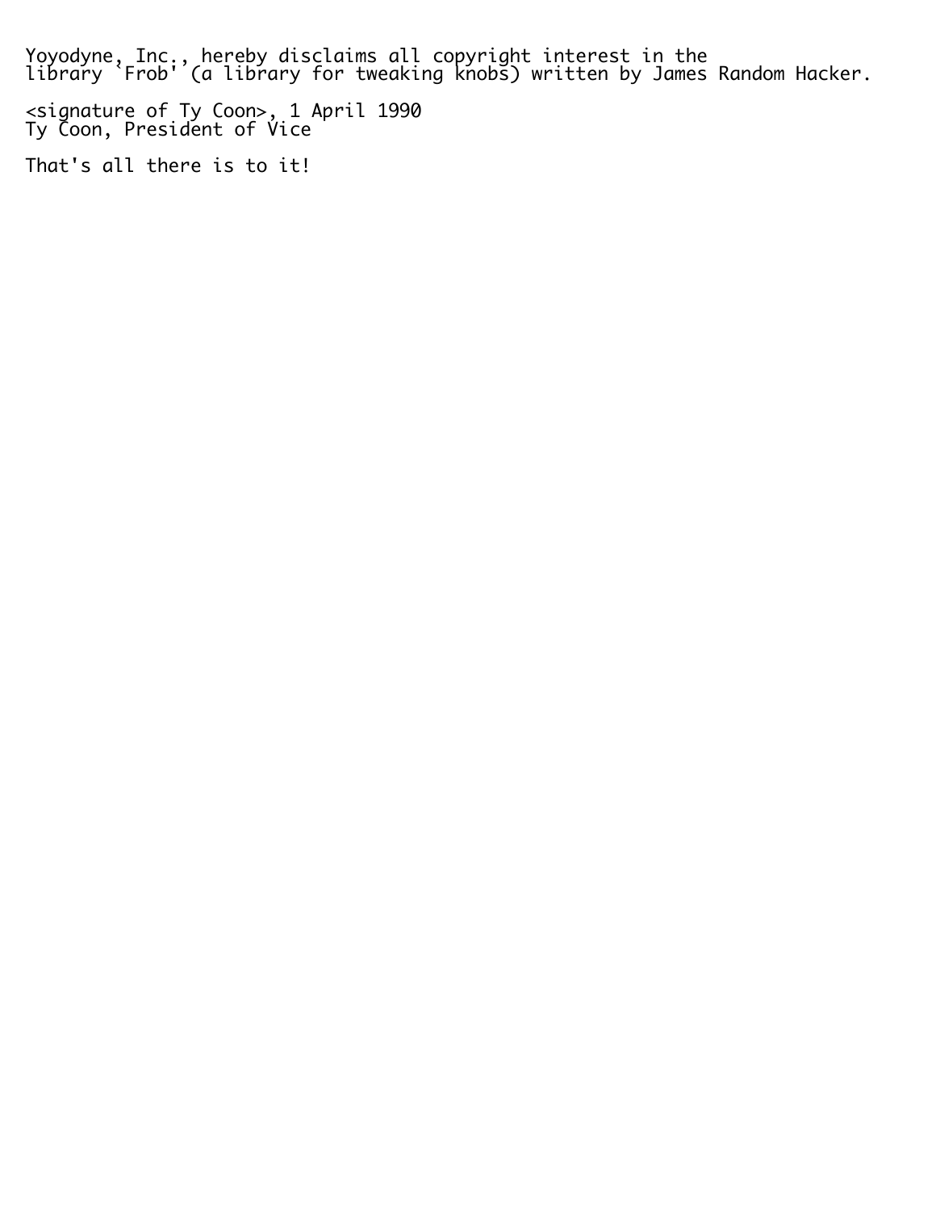```
Yoyodyne, Inc., hereby disclaims all copyright interest in the
library `Frob' (a library for tweaking knobs) written by James Random Hacker.

<signature of Ty Coon>, 1 April 1990
Ty Coon, President of Vice
```

That's all there is to it!